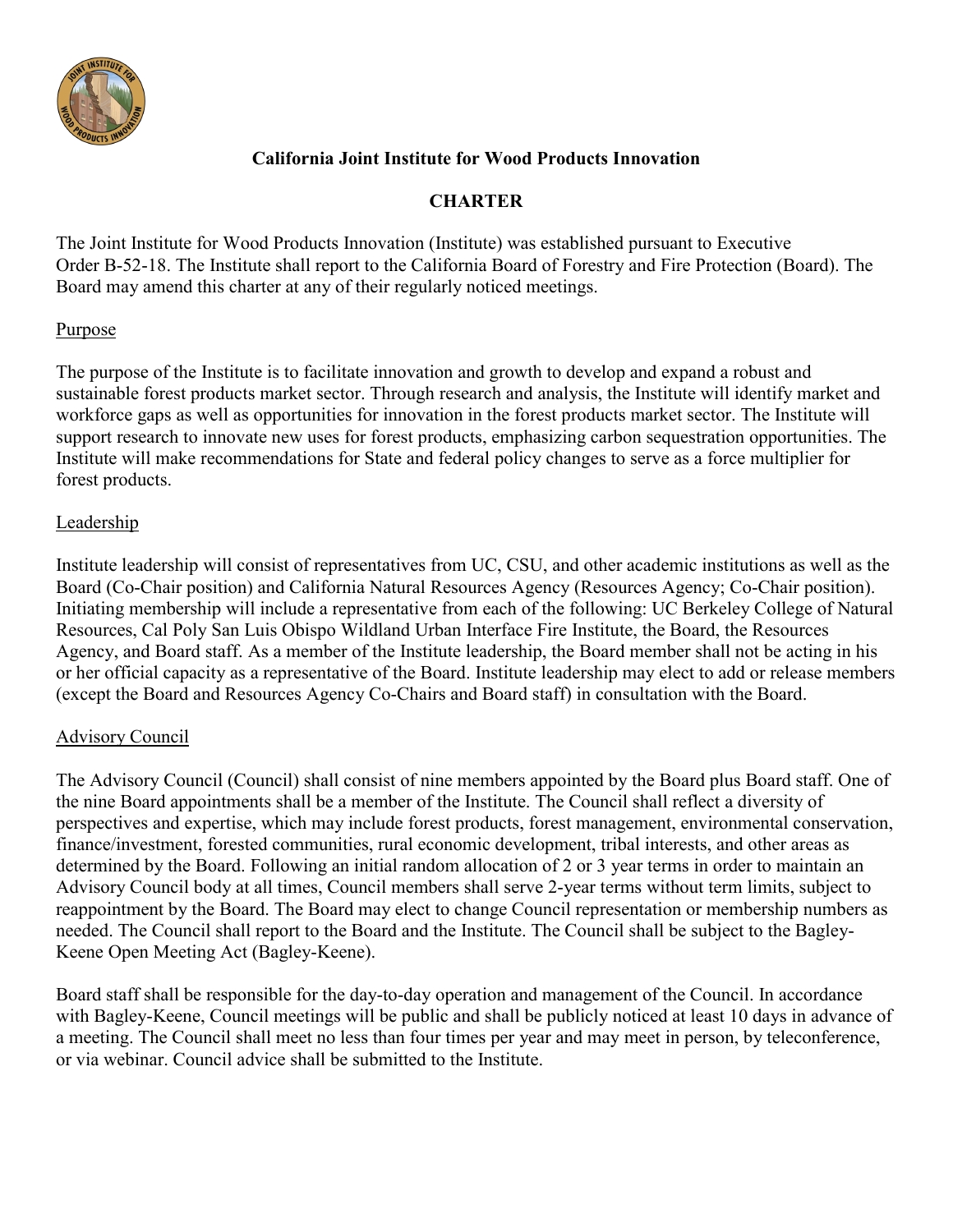# California Joint Institute for Wood Products Innovation

## CHARTER

The Joint Institute for Wood Products Innovation (Institute) was established pursuant to Executive Order B-52-18. The Institute shall report to the California Board of Forestry and Fire Protection (Board). The Board may amend this charter at any of their regularly noticed meetings.

### Purpose

The purpose of the Institute is to facilitate innovation and growth to develop and expand a robust and sustainable forest products market sector. Through research and analysis, the Institute will identify market and workforce gaps as well as opportunities for innovation in the forest products market sector. The Institute will support research to innovate new uses for forest products, emphasizing carbon sequestration opportunities. The Institute will make recommendations for State and federal policy changes to serve as a force multiplier for forest products.

### Leadership

Institute leadership will consist of representatives from UC, CSU, and other academic institutions as well as the Board (Co-Chair position) and California Natural Resources Agency (Resources Agency; Co-Chair position). Initiating membership will include a representative from each of the following: UC Berkeley College of Natural Resources, Cal Poly San Luis Obispo Wildland Urban Interface Fire Institute, the Board, the Resources Agency, and Board staff. As a member of the Institute leadership, the Board member shall not be acting in his or her official capacity as a representative of the Board. Institute leadership may elect to add or release members (except the Board and Resources Agency Co-Chairs and Board staff) in consultation with the Board.

### Advisory Council

The Advisory Council (Council) shall consist of nine members appointed by the Board plus Board staff. One of the nine Board appointments shall be a member of the Institute. The Council shall reflect a diversity of perspectives and expertise, which may include forest products, forest management, environmental conservation, finance/investment, forested communities, rural economic development, tribal interests, and other areas as determined by the Board. Following an initial random allocation of 2 or 3 year terms in order to maintain an Advisory Council body at all times, Council members shall serve 2-year terms without term limits, subject to reappointment by the Board. The Board may elect to change Council representation or membership numbers as needed. The Council shall report to the Board and the Institute. The Council shall be subject to the Bagley-Keene Open Meeting Act (Bagley-Keene).

Board staff shall be responsible for the day-to-day operation and management of the Council. In accordance with Bagley-Keene, Council meetings will be public and shall be publicly noticed at least 10 days in advance of a meeting. The Council shall meet no less than four times per year and may meet in person, by teleconference, or via webinar. Council advice shall be submitted to the Institute.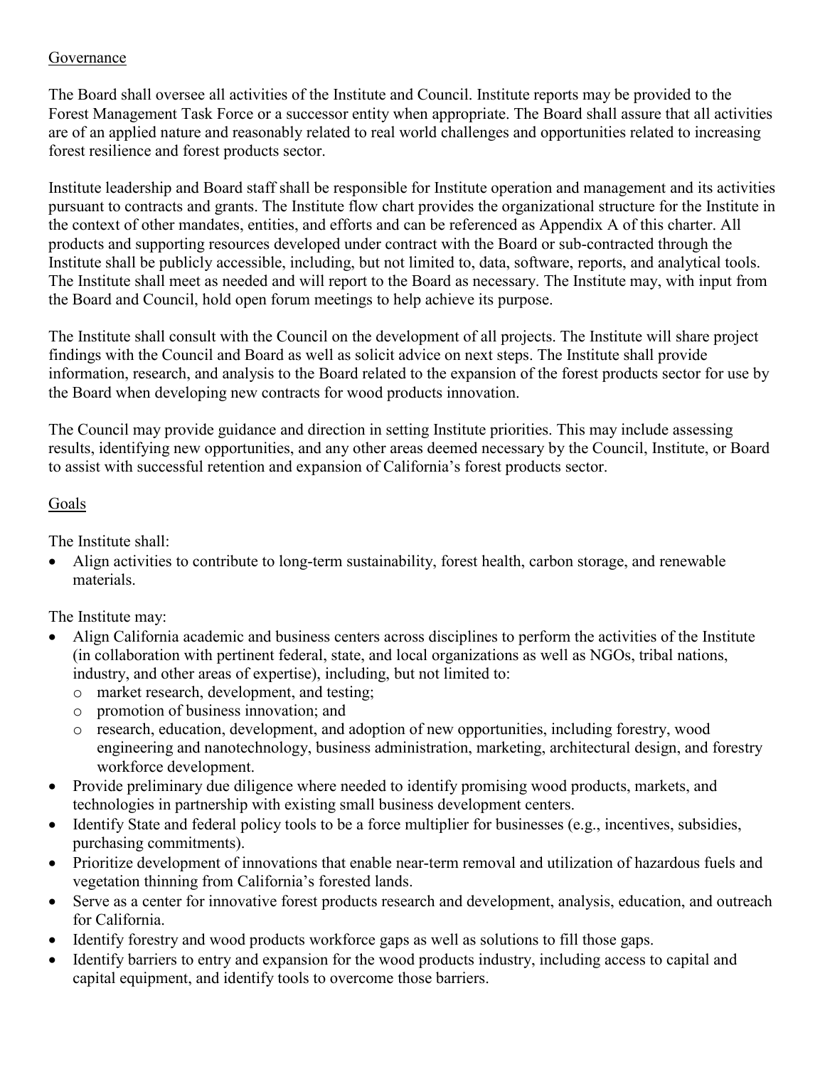## Governance

The Board shall oversee all activities of the Institute and Council. Institute reports may be provided to the Forest Management Task Force or a successor entity when appropriate. The Board shall assure that all activities are of an applied nature and reasonably related to real world challenges and opportunities related to increasing forest resilience and forest products sector.

Institute leadership and Board staff shall be responsible for Institute operation and management and its activities pursuant to contracts and grants. The Institute flow chart provides the organizational structure for the Institute in the context of other mandates, entities, and efforts and can be referenced as Appendix A of this charter. All products and supporting resources developed under contract with the Board or sub-contracted through the Institute shall be publicly accessible, including, but not limited to, data, software, reports, and analytical tools. The Institute shall meet as needed and will report to the Board as necessary. The Institute may, with input from the Board and Council, hold open forum meetings to help achieve its purpose.

The Institute shall consult with the Council on the development of all projects. The Institute will share project findings with the Council and Board as well as solicit advice on next steps. The Institute shall provide information, research, and analysis to the Board related to the expansion of the forest products sector for use by the Board when developing new contracts for wood products innovation.

The Council may provide guidance and direction in setting Institute priorities. This may include assessing results, identifying new opportunities, and any other areas deemed necessary by the Council, Institute, or Board to assist with successful retention and expansion of California's forest products sector.

## Goals

The Institute shall:

- Align activities to contribute to long-term sustainability, forest health, carbon storage, and renewable materials.

The Institute may:

- Align California academic and business centers across disciplines to perform the activities of the Institute (in collaboration with pertinent federal, state, and local organizations as well as NGOs, tribal nations, industry, and other areas of expertise), including, but not limited to:
  - market research, development, and testing;
  - promotion of business innovation; and
  - research, education, development, and adoption of new opportunities, including forestry, wood engineering and nanotechnology, business administration, marketing, architectural design, and forestry workforce development.
- Provide preliminary due diligence where needed to identify promising wood products, markets, and technologies in partnership with existing small business development centers.
- Identify State and federal policy tools to be a force multiplier for businesses (e.g., incentives, subsidies, purchasing commitments).
- Prioritize development of innovations that enable near-term removal and utilization of hazardous fuels and vegetation thinning from California's forested lands.
- Serve as a center for innovative forest products research and development, analysis, education, and outreach for California.
- Identify forestry and wood products workforce gaps as well as solutions to fill those gaps.
- Identify barriers to entry and expansion for the wood products industry, including access to capital and capital equipment, and identify tools to overcome those barriers.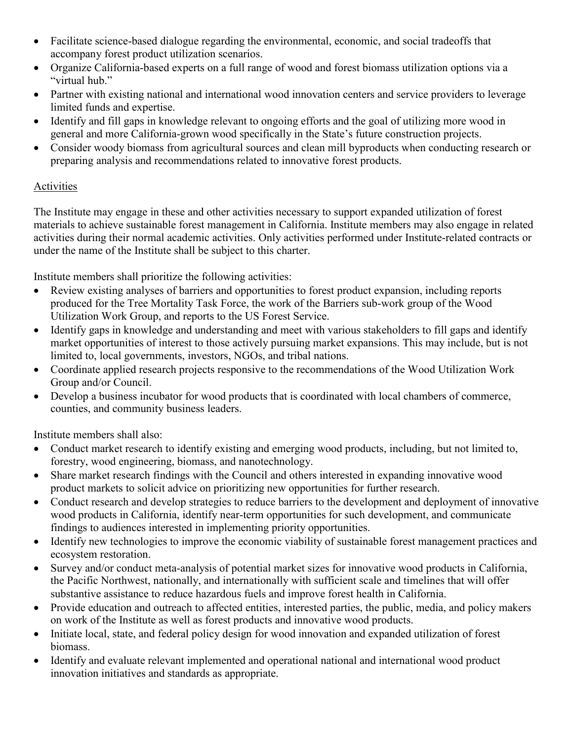- Facilitate science-based dialogue regarding the environmental, economic, and social tradeoffs that accompany forest product utilization scenarios.
- Organize California-based experts on a full range of wood and forest biomass utilization options via a "virtual hub."
- Partner with existing national and international wood innovation centers and service providers to leverage limited funds and expertise.
- Identify and fill gaps in knowledge relevant to ongoing efforts and the goal of utilizing more wood in general and more California-grown wood specifically in the State's future construction projects.
- Consider woody biomass from agricultural sources and clean mill byproducts when conducting research or preparing analysis and recommendations related to innovative forest products.

## Activities

The Institute may engage in these and other activities necessary to support expanded utilization of forest materials to achieve sustainable forest management in California. Institute members may also engage in related activities during their normal academic activities. Only activities performed under Institute-related contracts or under the name of the Institute shall be subject to this charter.

Institute members shall prioritize the following activities:

- Review existing analyses of barriers and opportunities to forest product expansion, including reports produced for the Tree Mortality Task Force, the work of the Barriers sub-work group of the Wood Utilization Work Group, and reports to the US Forest Service.
- Identify gaps in knowledge and understanding and meet with various stakeholders to fill gaps and identify market opportunities of interest to those actively pursuing market expansions. This may include, but is not limited to, local governments, investors, NGOs, and tribal nations.
- Coordinate applied research projects responsive to the recommendations of the Wood Utilization Work Group and/or Council.
- Develop a business incubator for wood products that is coordinated with local chambers of commerce, counties, and community business leaders.

Institute members shall also:

- Conduct market research to identify existing and emerging wood products, including, but not limited to, forestry, wood engineering, biomass, and nanotechnology.
- Share market research findings with the Council and others interested in expanding innovative wood product markets to solicit advice on prioritizing new opportunities for further research.
- Conduct research and develop strategies to reduce barriers to the development and deployment of innovative wood products in California, identify near-term opportunities for such development, and communicate findings to audiences interested in implementing priority opportunities.
- Identify new technologies to improve the economic viability of sustainable forest management practices and ecosystem restoration.
- Survey and/or conduct meta-analysis of potential market sizes for innovative wood products in California, the Pacific Northwest, nationally, and internationally with sufficient scale and timelines that will offer substantive assistance to reduce hazardous fuels and improve forest health in California.
- Provide education and outreach to affected entities, interested parties, the public, media, and policy makers on work of the Institute as well as forest products and innovative wood products.
- Initiate local, state, and federal policy design for wood innovation and expanded utilization of forest biomass.
- Identify and evaluate relevant implemented and operational national and international wood product innovation initiatives and standards as appropriate.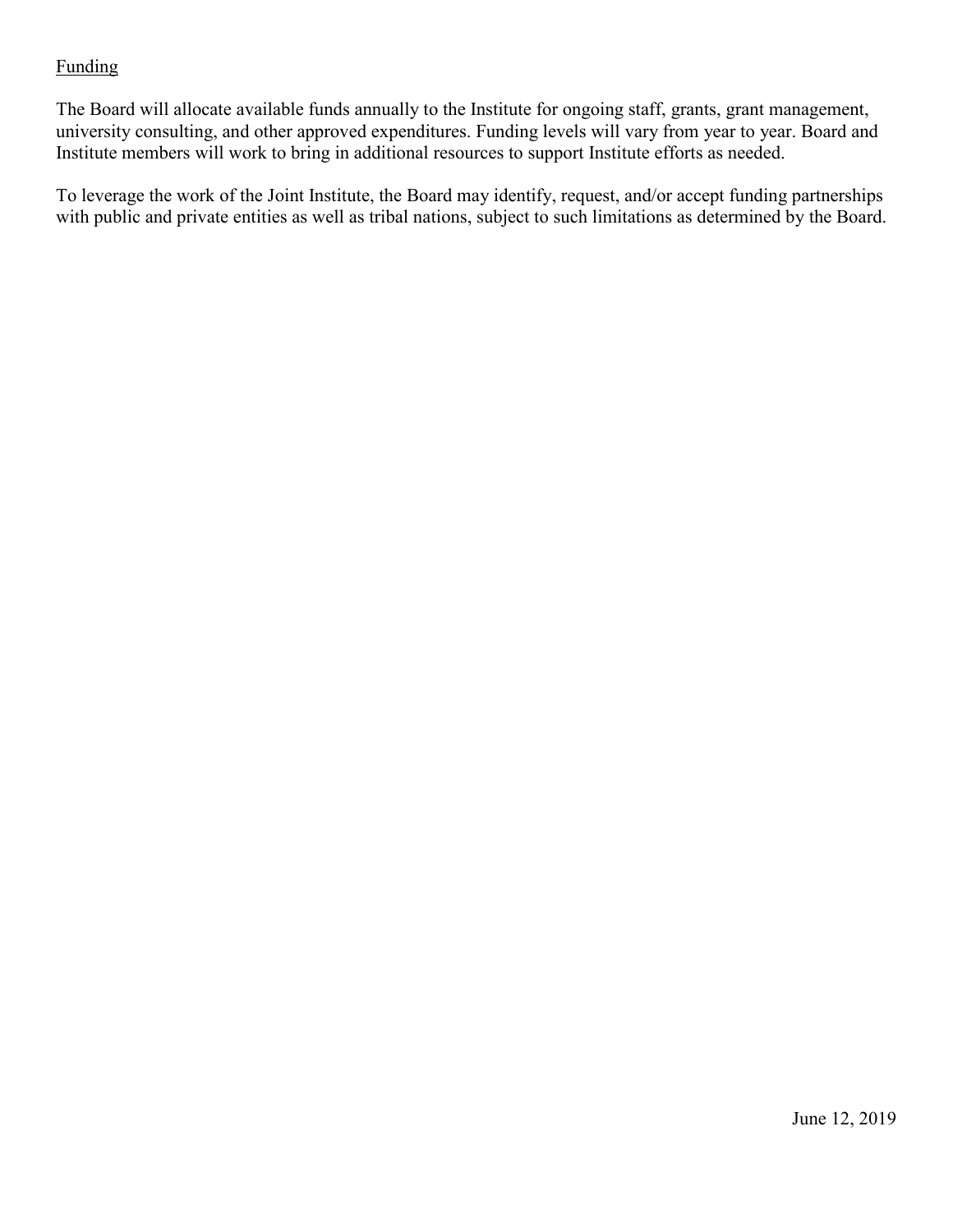Funding

The Board will allocate available funds annually to the Institute for ongoing staff, grants, grant management, university consulting, and other approved expenditures. Funding levels will vary from year to year. Board and Institute members will work to bring in additional resources to support Institute efforts as needed.

To leverage the work of the Joint Institute, the Board may identify, request, and/or accept funding partnerships with public and private entities as well as tribal nations, subject to such limitations as determined by the Board.

June 12, 2019